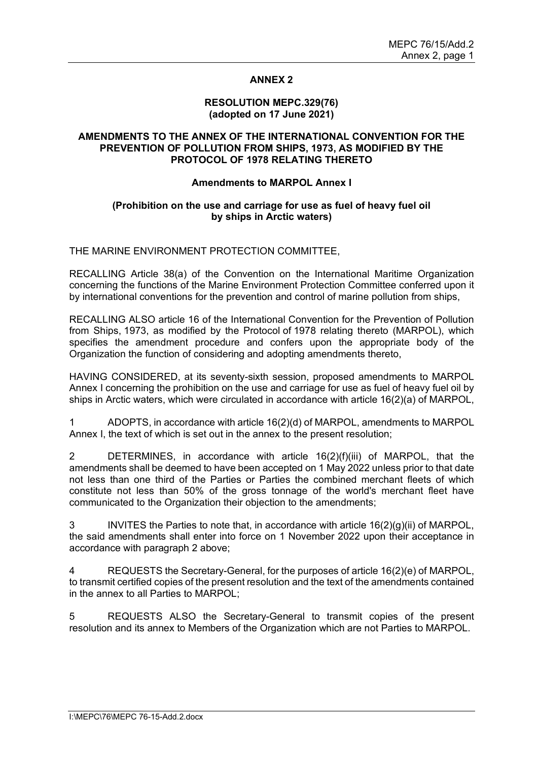# ANNEX 2

## RESOLUTION MEPC.329(76)
## (adopted on 17 June 2021)

### AMENDMENTS TO THE ANNEX OF THE INTERNATIONAL CONVENTION FOR THE PREVENTION OF POLLUTION FROM SHIPS, 1973, AS MODIFIED BY THE PROTOCOL OF 1978 RELATING THERETO

### Amendments to MARPOL Annex I

### (Prohibition on the use and carriage for use as fuel of heavy fuel oil by ships in Arctic waters)

THE MARINE ENVIRONMENT PROTECTION COMMITTEE,

RECALLING Article 38(a) of the Convention on the International Maritime Organization concerning the functions of the Marine Environment Protection Committee conferred upon it by international conventions for the prevention and control of marine pollution from ships,

RECALLING ALSO article 16 of the International Convention for the Prevention of Pollution from Ships, 1973, as modified by the Protocol of 1978 relating thereto (MARPOL), which specifies the amendment procedure and confers upon the appropriate body of the Organization the function of considering and adopting amendments thereto,

HAVING CONSIDERED, at its seventy-sixth session, proposed amendments to MARPOL Annex I concerning the prohibition on the use and carriage for use as fuel of heavy fuel oil by ships in Arctic waters, which were circulated in accordance with article 16(2)(a) of MARPOL,

1 ADOPTS, in accordance with article 16(2)(d) of MARPOL, amendments to MARPOL Annex I, the text of which is set out in the annex to the present resolution;

2 DETERMINES, in accordance with article 16(2)(f)(iii) of MARPOL, that the amendments shall be deemed to have been accepted on 1 May 2022 unless prior to that date not less than one third of the Parties or Parties the combined merchant fleets of which constitute not less than 50% of the gross tonnage of the world's merchant fleet have communicated to the Organization their objection to the amendments;

3 INVITES the Parties to note that, in accordance with article 16(2)(g)(ii) of MARPOL, the said amendments shall enter into force on 1 November 2022 upon their acceptance in accordance with paragraph 2 above;

4 REQUESTS the Secretary-General, for the purposes of article 16(2)(e) of MARPOL, to transmit certified copies of the present resolution and the text of the amendments contained in the annex to all Parties to MARPOL;

5 REQUESTS ALSO the Secretary-General to transmit copies of the present resolution and its annex to Members of the Organization which are not Parties to MARPOL.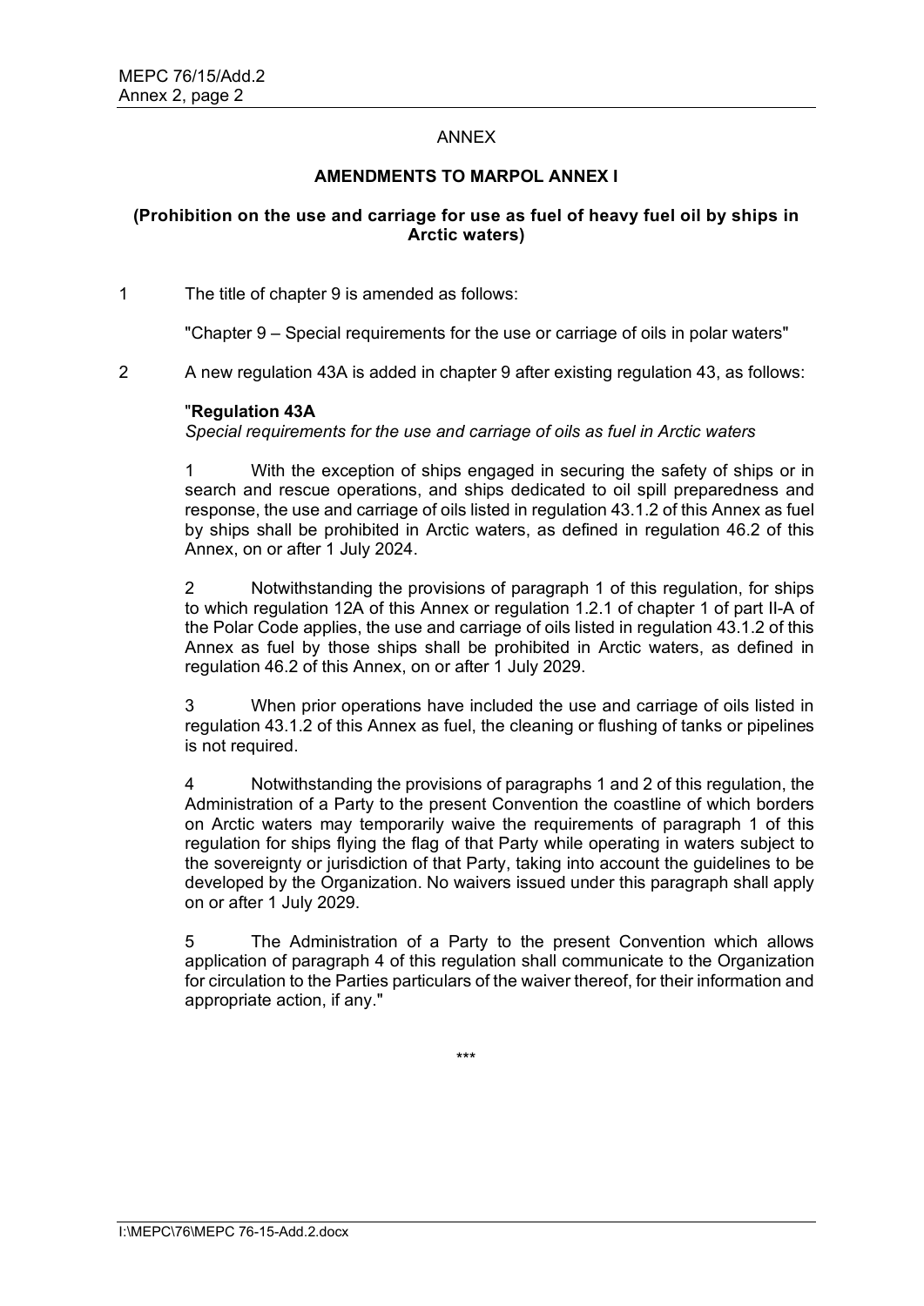ANNEX

**AMENDMENTS TO MARPOL ANNEX I**

**(Prohibition on the use and carriage for use as fuel of heavy fuel oil by ships in Arctic waters)**

1 The title of chapter 9 is amended as follows:

"Chapter 9 – Special requirements for the use or carriage of oils in polar waters"

2 A new regulation 43A is added in chapter 9 after existing regulation 43, as follows:

"**Regulation 43A**
*Special requirements for the use and carriage of oils as fuel in Arctic waters*

1 With the exception of ships engaged in securing the safety of ships or in search and rescue operations, and ships dedicated to oil spill preparedness and response, the use and carriage of oils listed in regulation 43.1.2 of this Annex as fuel by ships shall be prohibited in Arctic waters, as defined in regulation 46.2 of this Annex, on or after 1 July 2024.

2 Notwithstanding the provisions of paragraph 1 of this regulation, for ships to which regulation 12A of this Annex or regulation 1.2.1 of chapter 1 of part II-A of the Polar Code applies, the use and carriage of oils listed in regulation 43.1.2 of this Annex as fuel by those ships shall be prohibited in Arctic waters, as defined in regulation 46.2 of this Annex, on or after 1 July 2029.

3 When prior operations have included the use and carriage of oils listed in regulation 43.1.2 of this Annex as fuel, the cleaning or flushing of tanks or pipelines is not required.

4 Notwithstanding the provisions of paragraphs 1 and 2 of this regulation, the Administration of a Party to the present Convention the coastline of which borders on Arctic waters may temporarily waive the requirements of paragraph 1 of this regulation for ships flying the flag of that Party while operating in waters subject to the sovereignty or jurisdiction of that Party, taking into account the guidelines to be developed by the Organization. No waivers issued under this paragraph shall apply on or after 1 July 2029.

5 The Administration of a Party to the present Convention which allows application of paragraph 4 of this regulation shall communicate to the Organization for circulation to the Parties particulars of the waiver thereof, for their information and appropriate action, if any."

***